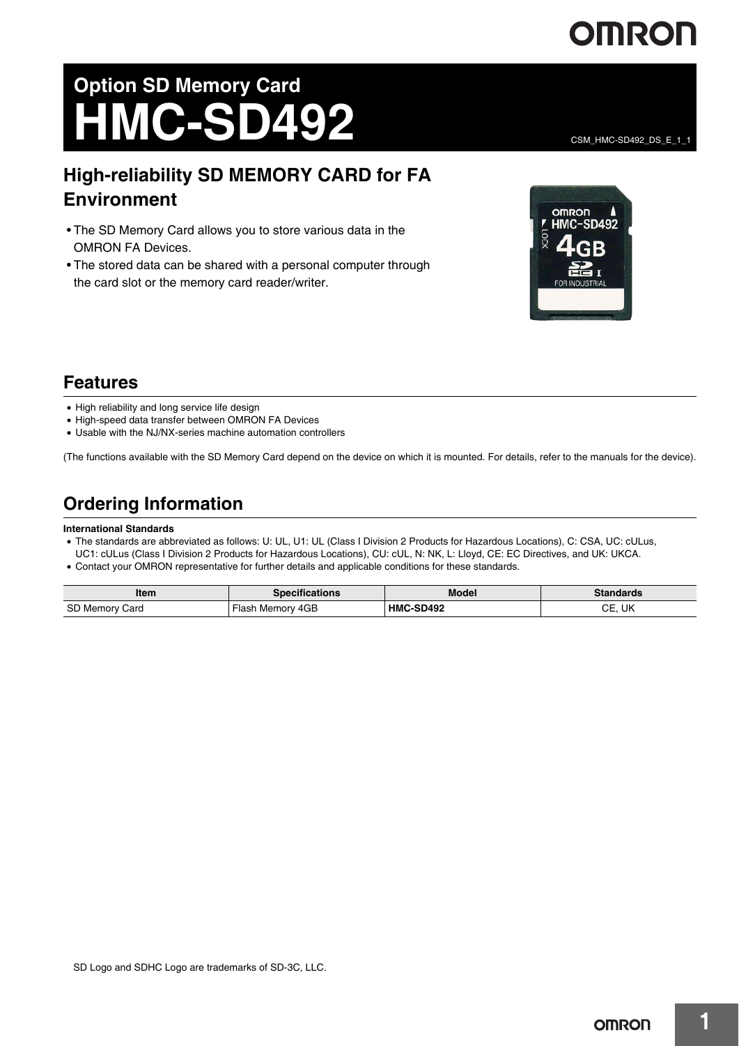# Option SD Memory Card
# HMC-SD492

CSM_HMC-SD492_DS_E_1_1

## High-reliability SD MEMORY CARD for FA Environment

- The SD Memory Card allows you to store various data in the OMRON FA Devices.
- The stored data can be shared with a personal computer through the card slot or the memory card reader/writer.

## Features

- High reliability and long service life design
- High-speed data transfer between OMRON FA Devices
- Usable with the NJ/NX-series machine automation controllers

(The functions available with the SD Memory Card depend on the device on which it is mounted. For details, refer to the manuals for the device).

## Ordering Information

**International Standards**

- The standards are abbreviated as follows: U: UL, U1: UL (Class I Division 2 Products for Hazardous Locations), C: CSA, UC: cULus, UC1: cULus (Class I Division 2 Products for Hazardous Locations), CU: cUL, N: NK, L: Lloyd, CE: EC Directives, and UK: UKCA.
- Contact your OMRON representative for further details and applicable conditions for these standards.

| Item | Specifications | Model | Standards |
|---|---|---|---|
| SD Memory Card | Flash Memory 4GB | **HMC-SD492** | CE, UK |

SD Logo and SDHC Logo are trademarks of SD-3C, LLC.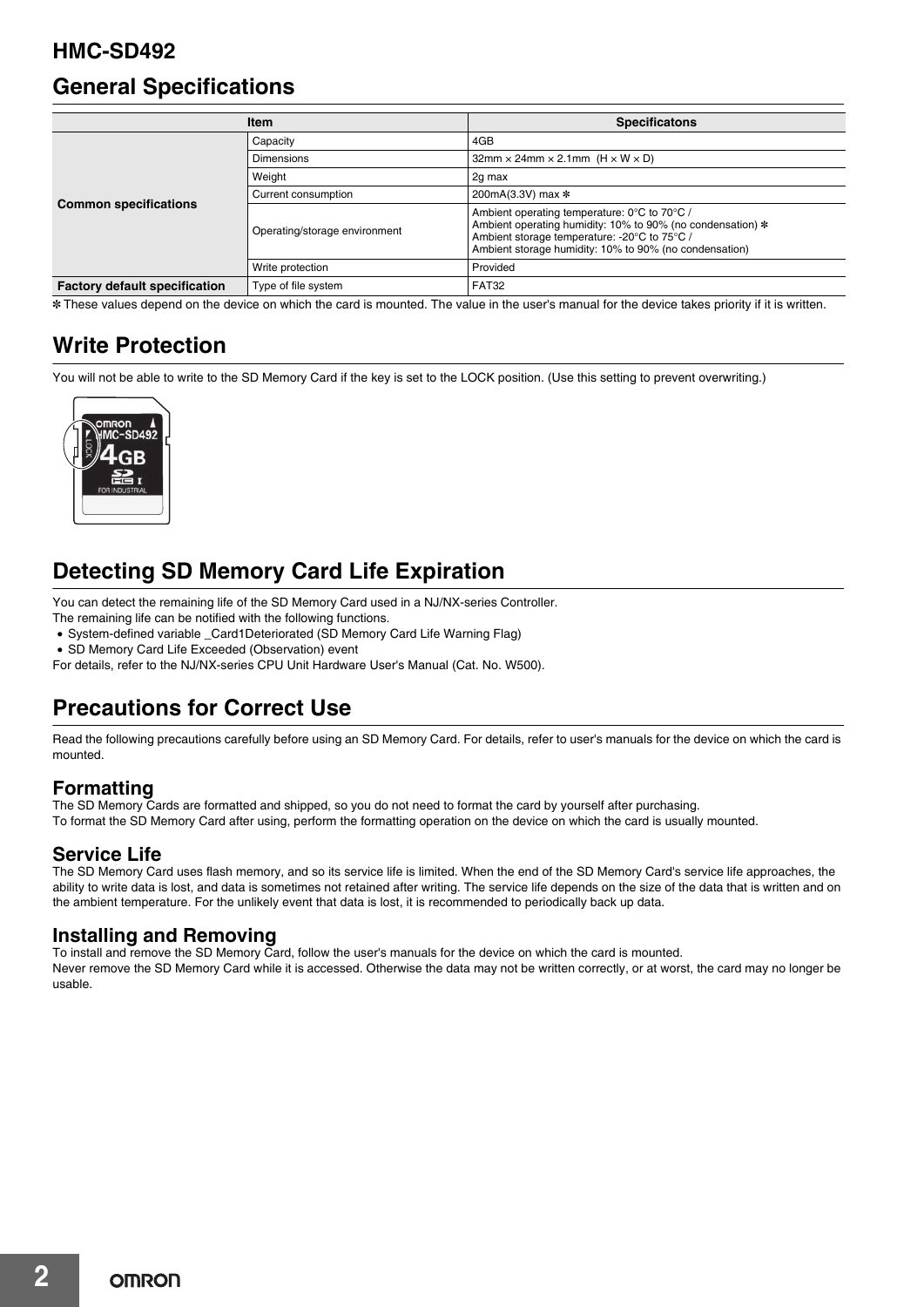## HMC-SD492

## General Specifications

| Item | | Specificatons |
|---|---|---|
| Common specifications | Capacity | 4GB |
| | Dimensions | 32mm × 24mm × 2.1mm (H × W × D) |
| | Weight | 2g max |
| | Current consumption | 200mA(3.3V) max ✻ |
| | Operating/storage environment | Ambient operating temperature: 0°C to 70°C / Ambient operating humidity: 10% to 90% (no condensation) ✻ Ambient storage temperature: -20°C to 75°C / Ambient storage humidity: 10% to 90% (no condensation) |
| | Write protection | Provided |
| Factory default specification | Type of file system | FAT32 |

✻ These values depend on the device on which the card is mounted. The value in the user's manual for the device takes priority if it is written.

## Write Protection

You will not be able to write to the SD Memory Card if the key is set to the LOCK position. (Use this setting to prevent overwriting.)

## Detecting SD Memory Card Life Expiration

You can detect the remaining life of the SD Memory Card used in a NJ/NX-series Controller.
The remaining life can be notified with the following functions.

- System-defined variable _Card1Deteriorated (SD Memory Card Life Warning Flag)
- SD Memory Card Life Exceeded (Observation) event

For details, refer to the NJ/NX-series CPU Unit Hardware User's Manual (Cat. No. W500).

## Precautions for Correct Use

Read the following precautions carefully before using an SD Memory Card. For details, refer to user's manuals for the device on which the card is mounted.

### Formatting

The SD Memory Cards are formatted and shipped, so you do not need to format the card by yourself after purchasing.
To format the SD Memory Card after using, perform the formatting operation on the device on which the card is usually mounted.

### Service Life

The SD Memory Card uses flash memory, and so its service life is limited. When the end of the SD Memory Card's service life approaches, the ability to write data is lost, and data is sometimes not retained after writing. The service life depends on the size of the data that is written and on the ambient temperature. For the unlikely event that data is lost, it is recommended to periodically back up data.

### Installing and Removing

To install and remove the SD Memory Card, follow the user's manuals for the device on which the card is mounted.
Never remove the SD Memory Card while it is accessed. Otherwise the data may not be written correctly, or at worst, the card may no longer be usable.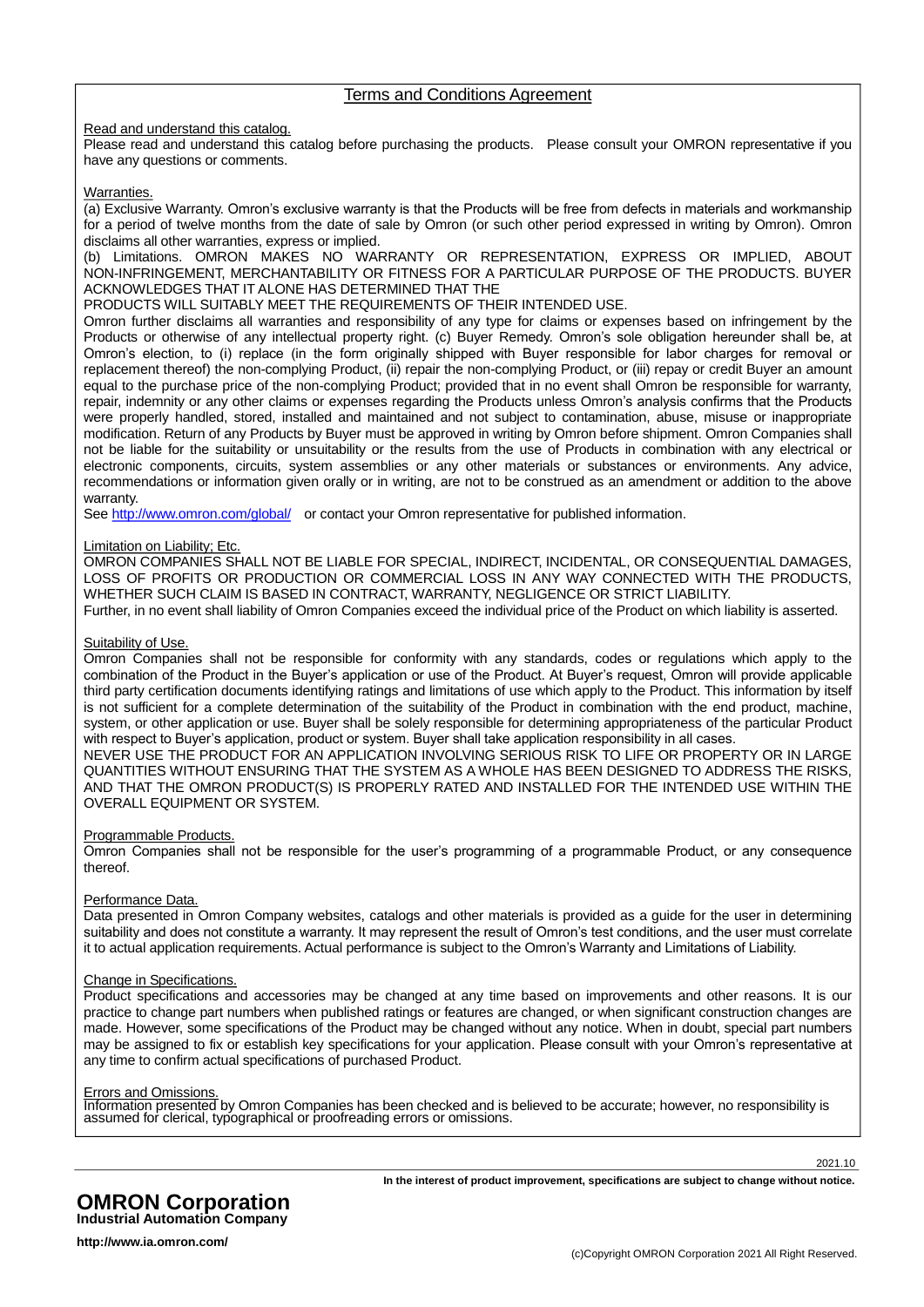## Terms and Conditions Agreement

Read and understand this catalog.

Please read and understand this catalog before purchasing the products. Please consult your OMRON representative if you have any questions or comments.

Warranties.

(a) Exclusive Warranty. Omron's exclusive warranty is that the Products will be free from defects in materials and workmanship for a period of twelve months from the date of sale by Omron (or such other period expressed in writing by Omron). Omron disclaims all other warranties, express or implied.

(b) Limitations. OMRON MAKES NO WARRANTY OR REPRESENTATION, EXPRESS OR IMPLIED, ABOUT NON-INFRINGEMENT, MERCHANTABILITY OR FITNESS FOR A PARTICULAR PURPOSE OF THE PRODUCTS. BUYER ACKNOWLEDGES THAT IT ALONE HAS DETERMINED THAT THE PRODUCTS WILL SUITABLY MEET THE REQUIREMENTS OF THEIR INTENDED USE.

Omron further disclaims all warranties and responsibility of any type for claims or expenses based on infringement by the Products or otherwise of any intellectual property right. (c) Buyer Remedy. Omron's sole obligation hereunder shall be, at Omron's election, to (i) replace (in the form originally shipped with Buyer responsible for labor charges for removal or replacement thereof) the non-complying Product, (ii) repair the non-complying Product, or (iii) repay or credit Buyer an amount equal to the purchase price of the non-complying Product; provided that in no event shall Omron be responsible for warranty, repair, indemnity or any other claims or expenses regarding the Products unless Omron's analysis confirms that the Products were properly handled, stored, installed and maintained and not subject to contamination, abuse, misuse or inappropriate modification. Return of any Products by Buyer must be approved in writing by Omron before shipment. Omron Companies shall not be liable for the suitability or unsuitability or the results from the use of Products in combination with any electrical or electronic components, circuits, system assemblies or any other materials or substances or environments. Any advice, recommendations or information given orally or in writing, are not to be construed as an amendment or addition to the above warranty.

See http://www.omron.com/global/ or contact your Omron representative for published information.

Limitation on Liability; Etc.

OMRON COMPANIES SHALL NOT BE LIABLE FOR SPECIAL, INDIRECT, INCIDENTAL, OR CONSEQUENTIAL DAMAGES, LOSS OF PROFITS OR PRODUCTION OR COMMERCIAL LOSS IN ANY WAY CONNECTED WITH THE PRODUCTS, WHETHER SUCH CLAIM IS BASED IN CONTRACT, WARRANTY, NEGLIGENCE OR STRICT LIABILITY.

Further, in no event shall liability of Omron Companies exceed the individual price of the Product on which liability is asserted.

Suitability of Use.

Omron Companies shall not be responsible for conformity with any standards, codes or regulations which apply to the combination of the Product in the Buyer's application or use of the Product. At Buyer's request, Omron will provide applicable third party certification documents identifying ratings and limitations of use which apply to the Product. This information by itself is not sufficient for a complete determination of the suitability of the Product in combination with the end product, machine, system, or other application or use. Buyer shall be solely responsible for determining appropriateness of the particular Product with respect to Buyer's application, product or system. Buyer shall take application responsibility in all cases.

NEVER USE THE PRODUCT FOR AN APPLICATION INVOLVING SERIOUS RISK TO LIFE OR PROPERTY OR IN LARGE QUANTITIES WITHOUT ENSURING THAT THE SYSTEM AS A WHOLE HAS BEEN DESIGNED TO ADDRESS THE RISKS, AND THAT THE OMRON PRODUCT(S) IS PROPERLY RATED AND INSTALLED FOR THE INTENDED USE WITHIN THE OVERALL EQUIPMENT OR SYSTEM.

Programmable Products.

Omron Companies shall not be responsible for the user's programming of a programmable Product, or any consequence thereof.

Performance Data.

Data presented in Omron Company websites, catalogs and other materials is provided as a guide for the user in determining suitability and does not constitute a warranty. It may represent the result of Omron's test conditions, and the user must correlate it to actual application requirements. Actual performance is subject to the Omron's Warranty and Limitations of Liability.

Change in Specifications.

Product specifications and accessories may be changed at any time based on improvements and other reasons. It is our practice to change part numbers when published ratings or features are changed, or when significant construction changes are made. However, some specifications of the Product may be changed without any notice. When in doubt, special part numbers may be assigned to fix or establish key specifications for your application. Please consult with your Omron's representative at any time to confirm actual specifications of purchased Product.

Errors and Omissions.

Information presented by Omron Companies has been checked and is believed to be accurate; however, no responsibility is assumed for clerical, typographical or proofreading errors or omissions.

2021.10

**In the interest of product improvement, specifications are subject to change without notice.**

**OMRON Corporation**
**Industrial Automation Company**

**http://www.ia.omron.com/**

(c)Copyright OMRON Corporation 2021 All Right Reserved.